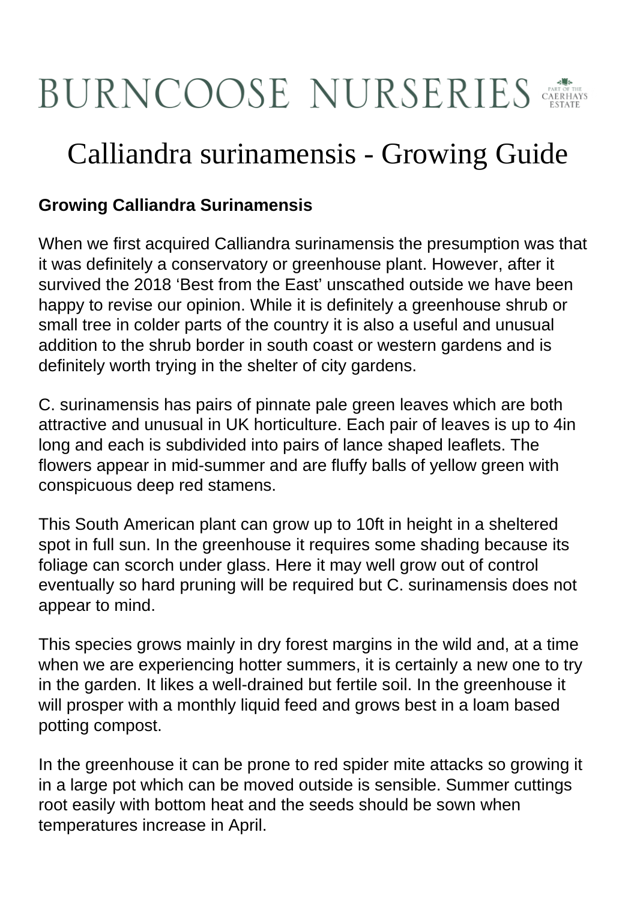# BURNCOOSE NURSERIES

PART OF THE CAERHAYS ESTATE

# Calliandra surinamensis - Growing Guide

**Growing Calliandra Surinamensis**

When we first acquired Calliandra surinamensis the presumption was that it was definitely a conservatory or greenhouse plant. However, after it survived the 2018 'Best from the East' unscathed outside we have been happy to revise our opinion. While it is definitely a greenhouse shrub or small tree in colder parts of the country it is also a useful and unusual addition to the shrub border in south coast or western gardens and is definitely worth trying in the shelter of city gardens.

C. surinamensis has pairs of pinnate pale green leaves which are both attractive and unusual in UK horticulture. Each pair of leaves is up to 4in long and each is subdivided into pairs of lance shaped leaflets. The flowers appear in mid-summer and are fluffy balls of yellow green with conspicuous deep red stamens.

This South American plant can grow up to 10ft in height in a sheltered spot in full sun. In the greenhouse it requires some shading because its foliage can scorch under glass. Here it may well grow out of control eventually so hard pruning will be required but C. surinamensis does not appear to mind.

This species grows mainly in dry forest margins in the wild and, at a time when we are experiencing hotter summers, it is certainly a new one to try in the garden. It likes a well-drained but fertile soil. In the greenhouse it will prosper with a monthly liquid feed and grows best in a loam based potting compost.

In the greenhouse it can be prone to red spider mite attacks so growing it in a large pot which can be moved outside is sensible. Summer cuttings root easily with bottom heat and the seeds should be sown when temperatures increase in April.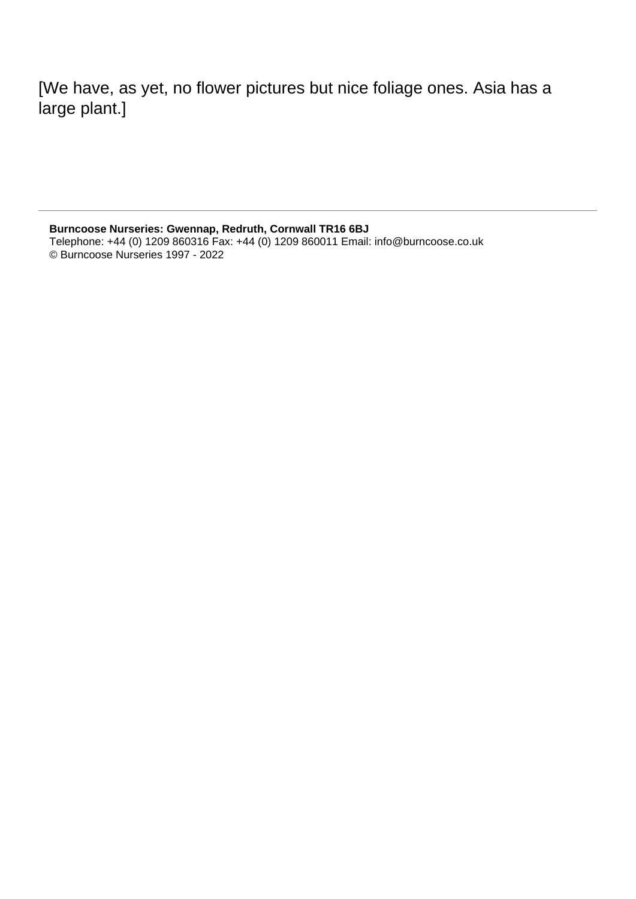[We have, as yet, no flower pictures but nice foliage ones. Asia has a large plant.]

---

**Burncoose Nurseries: Gwennap, Redruth, Cornwall TR16 6BJ**
Telephone: +44 (0) 1209 860316 Fax: +44 (0) 1209 860011 Email: info@burncoose.co.uk
© Burncoose Nurseries 1997 - 2022